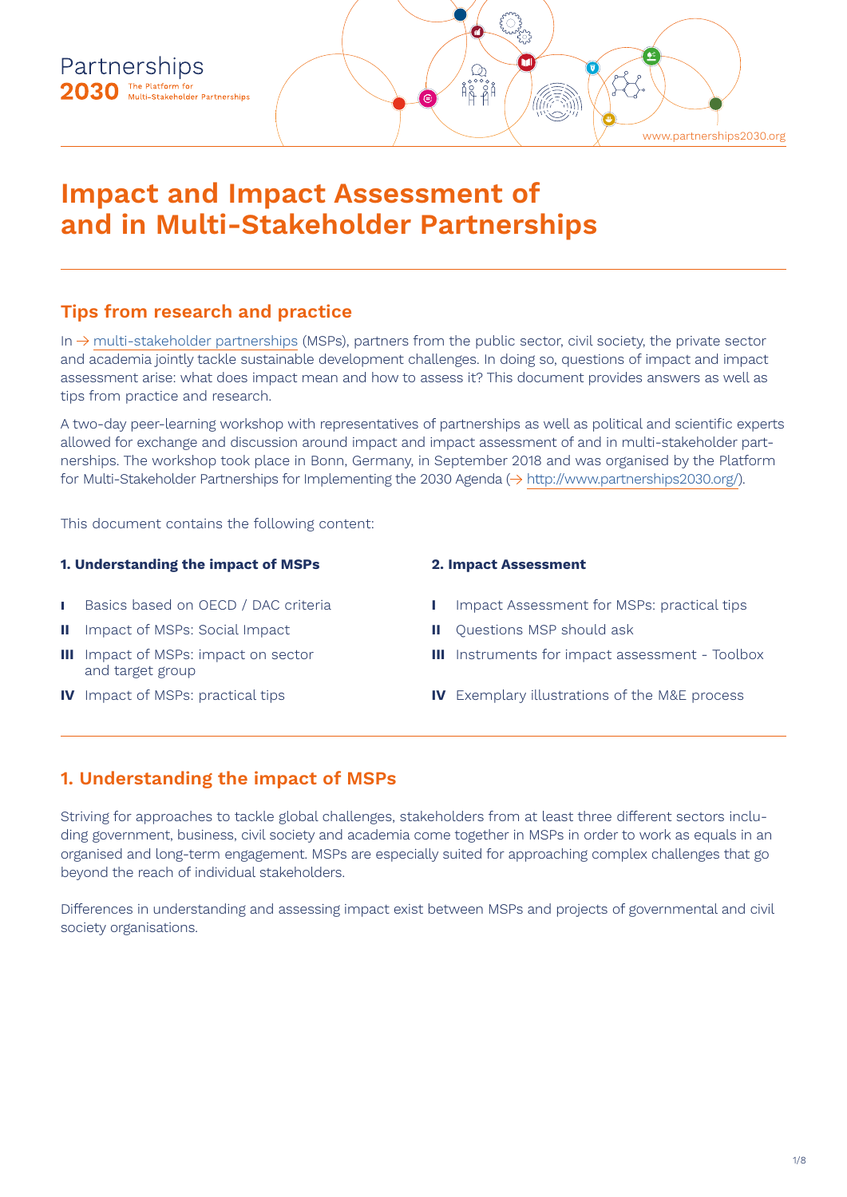Partnerships 2030 The Platform for Multi-Stakeholder Partnerships

www.partnerships2030.org

# Impact and Impact Assessment of and in Multi-Stakeholder Partnerships

## Tips from research and practice

In → multi-stakeholder partnerships (MSPs), partners from the public sector, civil society, the private sector and academia jointly tackle sustainable development challenges. In doing so, questions of impact and impact assessment arise: what does impact mean and how to assess it? This document provides answers as well as tips from practice and research.

A two-day peer-learning workshop with representatives of partnerships as well as political and scientific experts allowed for exchange and discussion around impact and impact assessment of and in multi-stakeholder partnerships. The workshop took place in Bonn, Germany, in September 2018 and was organised by the Platform for Multi-Stakeholder Partnerships for Implementing the 2030 Agenda (→ http://www.partnerships2030.org/).

This document contains the following content:

**1. Understanding the impact of MSPs**

- **I** Basics based on OECD / DAC criteria
- **II** Impact of MSPs: Social Impact
- **III** Impact of MSPs: impact on sector and target group
- **IV** Impact of MSPs: practical tips

**2. Impact Assessment**

- **I** Impact Assessment for MSPs: practical tips
- **II** Questions MSP should ask
- **III** Instruments for impact assessment - Toolbox
- **IV** Exemplary illustrations of the M&E process

## 1. Understanding the impact of MSPs

Striving for approaches to tackle global challenges, stakeholders from at least three different sectors including government, business, civil society and academia come together in MSPs in order to work as equals in an organised and long-term engagement. MSPs are especially suited for approaching complex challenges that go beyond the reach of individual stakeholders.

Differences in understanding and assessing impact exist between MSPs and projects of governmental and civil society organisations.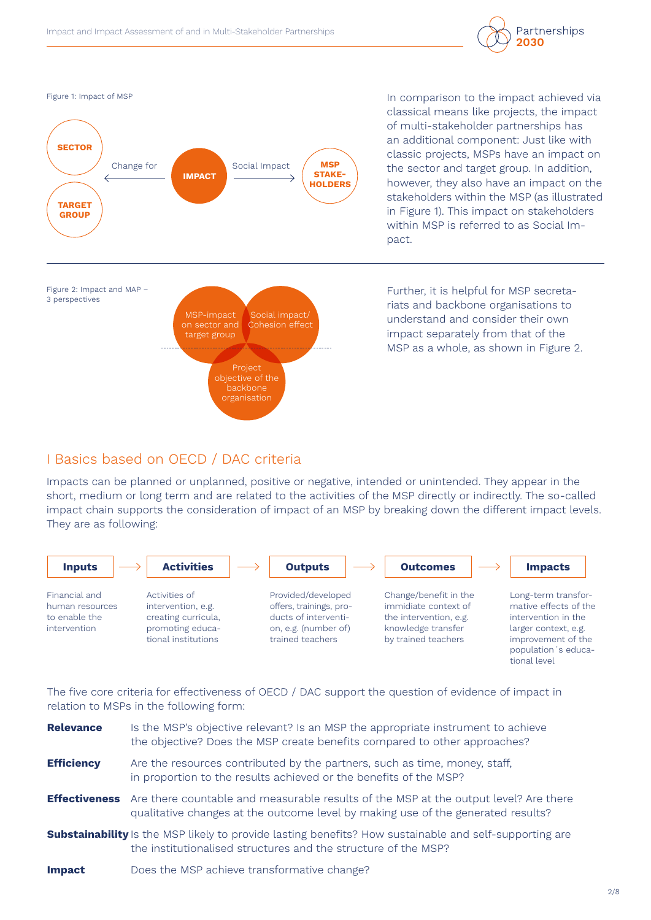Figure 1: Impact of MSP

SECTOR

TARGET GROUP

Change for

IMPACT

Social Impact

MSP STAKE-HOLDERS

In comparison to the impact achieved via classical means like projects, the impact of multi-stakeholder partnerships has an additional component: Just like with classic projects, MSPs have an impact on the sector and target group. In addition, however, they also have an impact on the stakeholders within the MSP (as illustrated in Figure 1). This impact on stakeholders within MSP is referred to as Social Impact.

Figure 2: Impact and MAP – 3 perspectives

MSP-impact on sector and target group

Social impact/ Cohesion effect

Project objective of the backbone organisation

Further, it is helpful for MSP secretariats and backbone organisations to understand and consider their own impact separately from that of the MSP as a whole, as shown in Figure 2.

## I Basics based on OECD / DAC criteria

Impacts can be planned or unplanned, positive or negative, intended or unintended. They appear in the short, medium or long term and are related to the activities of the MSP directly or indirectly. The so-called impact chain supports the consideration of impact of an MSP by breaking down the different impact levels. They are as following:

| Inputs | → | Activities | → | Outputs | → | Outcomes | → | Impacts |
|---|---|---|---|---|---|---|---|---|
| Financial and human resources to enable the intervention | | Activities of intervention, e.g. creating curricula, promoting educational institutions | | Provided/developed offers, trainings, products of intervention, e.g. (number of) trained teachers | | Change/benefit in the immidiate context of the intervention, e.g. knowledge transfer by trained teachers | | Long-term transformative effects of the intervention in the larger context, e.g. improvement of the population´s educational level |

The five core criteria for effectiveness of OECD / DAC support the question of evidence of impact in relation to MSPs in the following form:

**Relevance** Is the MSP's objective relevant? Is an MSP the appropriate instrument to achieve the objective? Does the MSP create benefits compared to other approaches?

**Efficiency** Are the resources contributed by the partners, such as time, money, staff, in proportion to the results achieved or the benefits of the MSP?

**Effectiveness** Are there countable and measurable results of the MSP at the output level? Are there qualitative changes at the outcome level by making use of the generated results?

**Sustainability** Is the MSP likely to provide lasting benefits? How sustainable and self-supporting are the institutionalised structures and the structure of the MSP?

**Impact** Does the MSP achieve transformative change?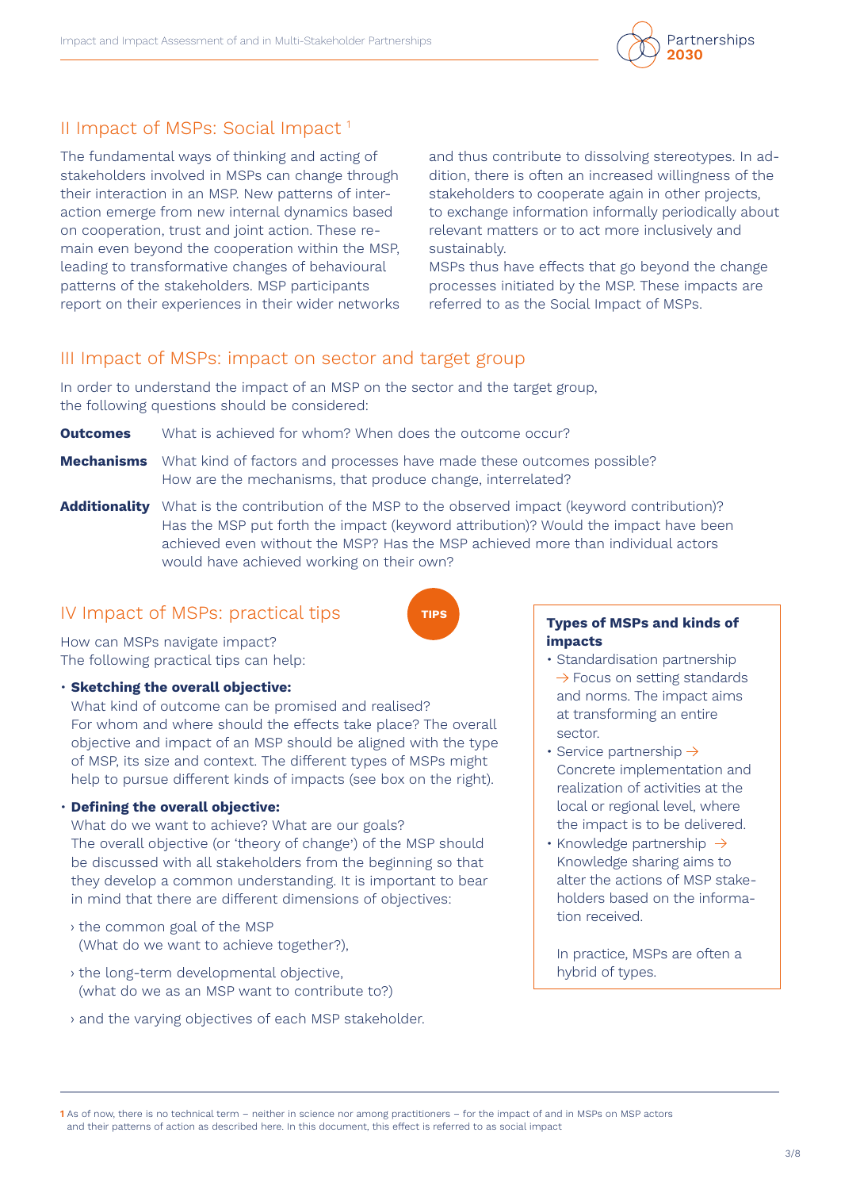## II Impact of MSPs: Social Impact [1]

The fundamental ways of thinking and acting of stakeholders involved in MSPs can change through their interaction in an MSP. New patterns of interaction emerge from new internal dynamics based on cooperation, trust and joint action. These remain even beyond the cooperation within the MSP, leading to transformative changes of behavioural patterns of the stakeholders. MSP participants report on their experiences in their wider networks and thus contribute to dissolving stereotypes. In addition, there is often an increased willingness of the stakeholders to cooperate again in other projects, to exchange information informally periodically about relevant matters or to act more inclusively and sustainably.

MSPs thus have effects that go beyond the change processes initiated by the MSP. These impacts are referred to as the Social Impact of MSPs.

## III Impact of MSPs: impact on sector and target group

In order to understand the impact of an MSP on the sector and the target group, the following questions should be considered:

**Outcomes** What is achieved for whom? When does the outcome occur?

**Mechanisms** What kind of factors and processes have made these outcomes possible? How are the mechanisms, that produce change, interrelated?

**Additionality** What is the contribution of the MSP to the observed impact (keyword contribution)? Has the MSP put forth the impact (keyword attribution)? Would the impact have been achieved even without the MSP? Has the MSP achieved more than individual actors would have achieved working on their own?

## IV Impact of MSPs: practical tips

TIPS

How can MSPs navigate impact?
The following practical tips can help:

- **Sketching the overall objective:**
  What kind of outcome can be promised and realised? For whom and where should the effects take place? The overall objective and impact of an MSP should be aligned with the type of MSP, its size and context. The different types of MSPs might help to pursue different kinds of impacts (see box on the right).

- **Defining the overall objective:**
  What do we want to achieve? What are our goals? The overall objective (or 'theory of change') of the MSP should be discussed with all stakeholders from the beginning so that they develop a common understanding. It is important to bear in mind that there are different dimensions of objectives:

  › the common goal of the MSP (What do we want to achieve together?),

  › the long-term developmental objective, (what do we as an MSP want to contribute to?)

  › and the varying objectives of each MSP stakeholder.

**Types of MSPs and kinds of impacts**

- Standardisation partnership → Focus on setting standards and norms. The impact aims at transforming an entire sector.
- Service partnership → Concrete implementation and realization of activities at the local or regional level, where the impact is to be delivered.
- Knowledge partnership → Knowledge sharing aims to alter the actions of MSP stakeholders based on the information received.

In practice, MSPs are often a hybrid of types.

---

[1] As of now, there is no technical term – neither in science nor among practitioners – for the impact of and in MSPs on MSP actors and their patterns of action as described here. In this document, this effect is referred to as social impact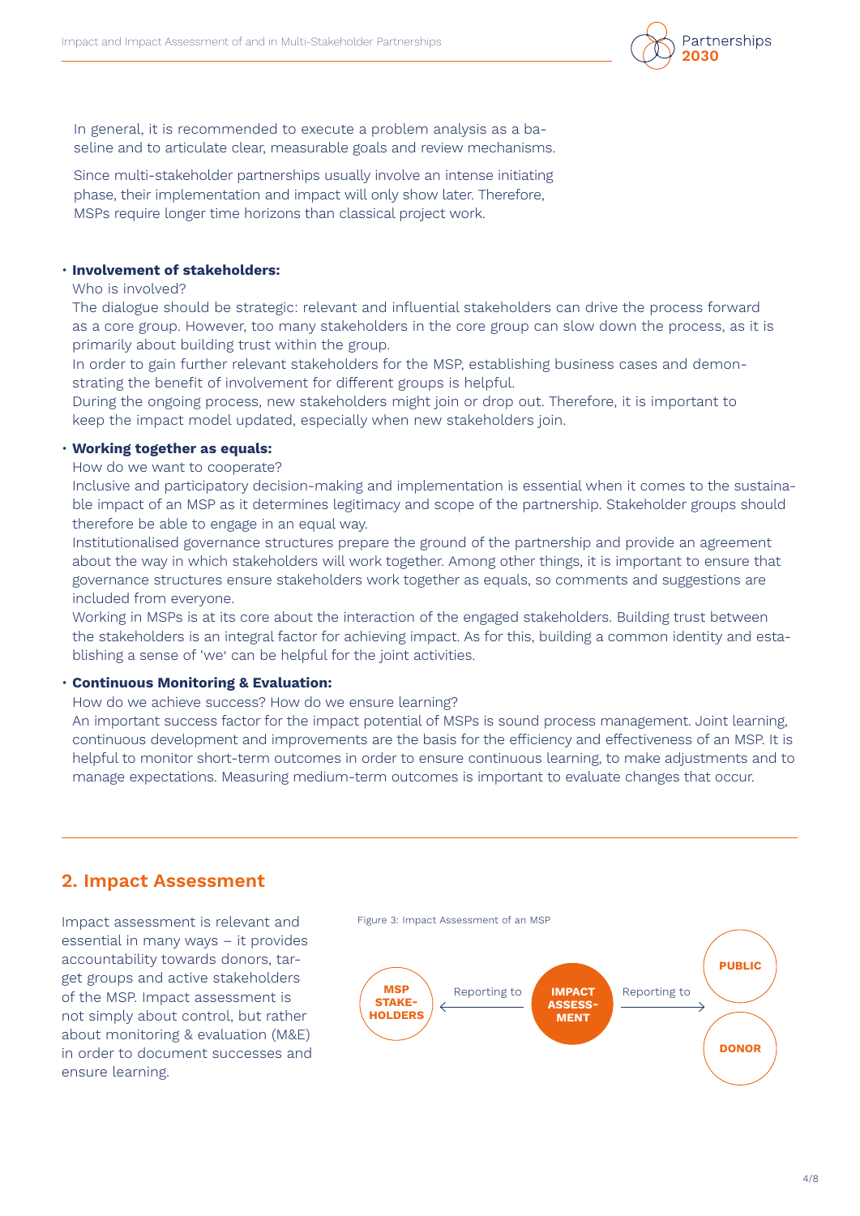In general, it is recommended to execute a problem analysis as a baseline and to articulate clear, measurable goals and review mechanisms.

Since multi-stakeholder partnerships usually involve an intense initiating phase, their implementation and impact will only show later. Therefore, MSPs require longer time horizons than classical project work.

- **Involvement of stakeholders:**
  Who is involved?
  The dialogue should be strategic: relevant and influential stakeholders can drive the process forward as a core group. However, too many stakeholders in the core group can slow down the process, as it is primarily about building trust within the group.
  In order to gain further relevant stakeholders for the MSP, establishing business cases and demonstrating the benefit of involvement for different groups is helpful.
  During the ongoing process, new stakeholders might join or drop out. Therefore, it is important to keep the impact model updated, especially when new stakeholders join.

- **Working together as equals:**
  How do we want to cooperate?
  Inclusive and participatory decision-making and implementation is essential when it comes to the sustainable impact of an MSP as it determines legitimacy and scope of the partnership. Stakeholder groups should therefore be able to engage in an equal way.
  Institutionalised governance structures prepare the ground of the partnership and provide an agreement about the way in which stakeholders will work together. Among other things, it is important to ensure that governance structures ensure stakeholders work together as equals, so comments and suggestions are included from everyone.
  Working in MSPs is at its core about the interaction of the engaged stakeholders. Building trust between the stakeholders is an integral factor for achieving impact. As for this, building a common identity and establishing a sense of 'we' can be helpful for the joint activities.

- **Continuous Monitoring & Evaluation:**
  How do we achieve success? How do we ensure learning?
  An important success factor for the impact potential of MSPs is sound process management. Joint learning, continuous development and improvements are the basis for the efficiency and effectiveness of an MSP. It is helpful to monitor short-term outcomes in order to ensure continuous learning, to make adjustments and to manage expectations. Measuring medium-term outcomes is important to evaluate changes that occur.

## 2. Impact Assessment

Impact assessment is relevant and essential in many ways – it provides accountability towards donors, target groups and active stakeholders of the MSP. Impact assessment is not simply about control, but rather about monitoring & evaluation (M&E) in order to document successes and ensure learning.

Figure 3: Impact Assessment of an MSP

MSP STAKEHOLDERS ← Reporting to — IMPACT ASSESSMENT — Reporting to → PUBLIC / DONOR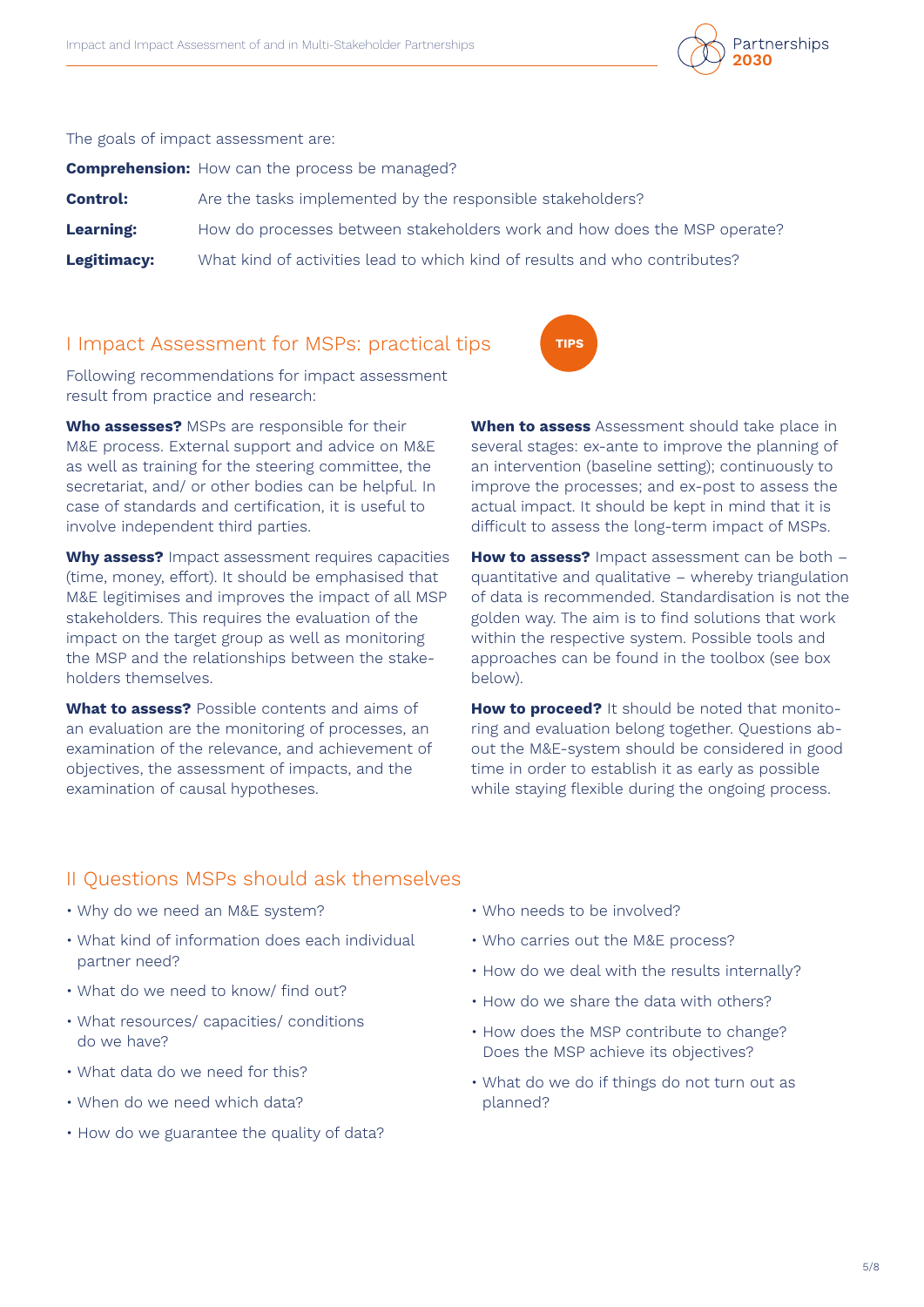The goals of impact assessment are:

**Comprehension:** How can the process be managed?

**Control:** Are the tasks implemented by the responsible stakeholders?

**Learning:** How do processes between stakeholders work and how does the MSP operate?

**Legitimacy:** What kind of activities lead to which kind of results and who contributes?

## I Impact Assessment for MSPs: practical tips

TIPS

Following recommendations for impact assessment result from practice and research:

**Who assesses?** MSPs are responsible for their M&E process. External support and advice on M&E as well as training for the steering committee, the secretariat, and/ or other bodies can be helpful. In case of standards and certification, it is useful to involve independent third parties.

**Why assess?** Impact assessment requires capacities (time, money, effort). It should be emphasised that M&E legitimises and improves the impact of all MSP stakeholders. This requires the evaluation of the impact on the target group as well as monitoring the MSP and the relationships between the stakeholders themselves.

**What to assess?** Possible contents and aims of an evaluation are the monitoring of processes, an examination of the relevance, and achievement of objectives, the assessment of impacts, and the examination of causal hypotheses.

**When to assess** Assessment should take place in several stages: ex-ante to improve the planning of an intervention (baseline setting); continuously to improve the processes; and ex-post to assess the actual impact. It should be kept in mind that it is difficult to assess the long-term impact of MSPs.

**How to assess?** Impact assessment can be both – quantitative and qualitative – whereby triangulation of data is recommended. Standardisation is not the golden way. The aim is to find solutions that work within the respective system. Possible tools and approaches can be found in the toolbox (see box below).

**How to proceed?** It should be noted that monitoring and evaluation belong together. Questions about the M&E-system should be considered in good time in order to establish it as early as possible while staying flexible during the ongoing process.

## II Questions MSPs should ask themselves

- Why do we need an M&E system?
- What kind of information does each individual partner need?
- What do we need to know/ find out?
- What resources/ capacities/ conditions do we have?
- What data do we need for this?
- When do we need which data?
- How do we guarantee the quality of data?
- Who needs to be involved?
- Who carries out the M&E process?
- How do we deal with the results internally?
- How do we share the data with others?
- How does the MSP contribute to change? Does the MSP achieve its objectives?
- What do we do if things do not turn out as planned?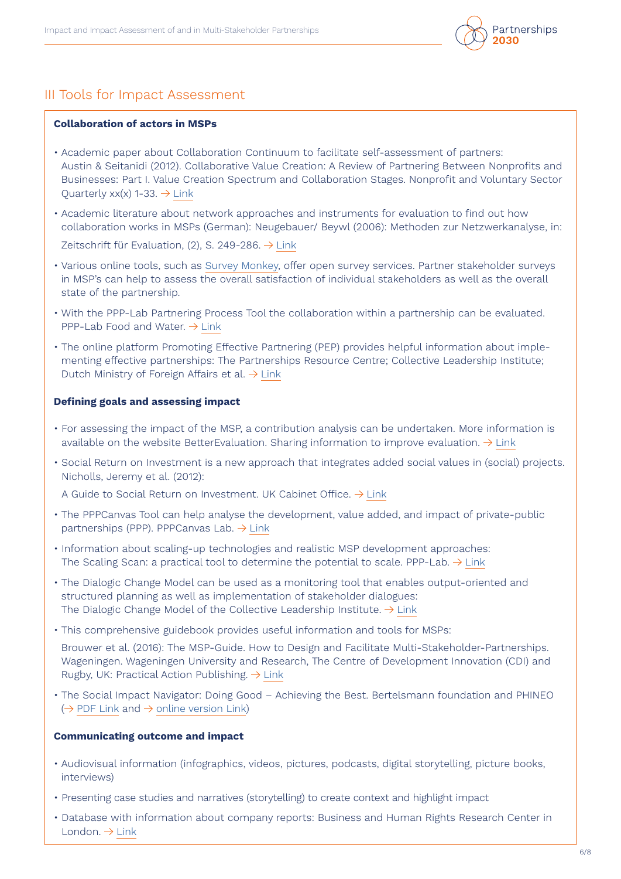# III Tools for Impact Assessment

**Collaboration of actors in MSPs**

- Academic paper about Collaboration Continuum to facilitate self-assessment of partners: Austin & Seitanidi (2012). Collaborative Value Creation: A Review of Partnering Between Nonprofits and Businesses: Part I. Value Creation Spectrum and Collaboration Stages. Nonprofit and Voluntary Sector Quarterly xx(x) 1-33. → Link
- Academic literature about network approaches and instruments for evaluation to find out how collaboration works in MSPs (German): Neugebauer/ Beywl (2006): Methoden zur Netzwerkanalyse, in: Zeitschrift für Evaluation, (2), S. 249-286. → Link
- Various online tools, such as Survey Monkey, offer open survey services. Partner stakeholder surveys in MSP's can help to assess the overall satisfaction of individual stakeholders as well as the overall state of the partnership.
- With the PPP-Lab Partnering Process Tool the collaboration within a partnership can be evaluated. PPP-Lab Food and Water. → Link
- The online platform Promoting Effective Partnering (PEP) provides helpful information about implementing effective partnerships: The Partnerships Resource Centre; Collective Leadership Institute; Dutch Ministry of Foreign Affairs et al. → Link

**Defining goals and assessing impact**

- For assessing the impact of the MSP, a contribution analysis can be undertaken. More information is available on the website BetterEvaluation. Sharing information to improve evaluation. → Link
- Social Return on Investment is a new approach that integrates added social values in (social) projects. Nicholls, Jeremy et al. (2012):
  A Guide to Social Return on Investment. UK Cabinet Office. → Link
- The PPPCanvas Tool can help analyse the development, value added, and impact of private-public partnerships (PPP). PPPCanvas Lab. → Link
- Information about scaling-up technologies and realistic MSP development approaches: The Scaling Scan: a practical tool to determine the potential to scale. PPP-Lab. → Link
- The Dialogic Change Model can be used as a monitoring tool that enables output-oriented and structured planning as well as implementation of stakeholder dialogues: The Dialogic Change Model of the Collective Leadership Institute. → Link
- This comprehensive guidebook provides useful information and tools for MSPs:
  Brouwer et al. (2016): The MSP-Guide. How to Design and Facilitate Multi-Stakeholder-Partnerships. Wageningen. Wageningen University and Research, The Centre of Development Innovation (CDI) and Rugby, UK: Practical Action Publishing. → Link
- The Social Impact Navigator: Doing Good – Achieving the Best. Bertelsmann foundation and PHINEO (→ PDF Link and → online version Link)

**Communicating outcome and impact**

- Audiovisual information (infographics, videos, pictures, podcasts, digital storytelling, picture books, interviews)
- Presenting case studies and narratives (storytelling) to create context and highlight impact
- Database with information about company reports: Business and Human Rights Research Center in London. → Link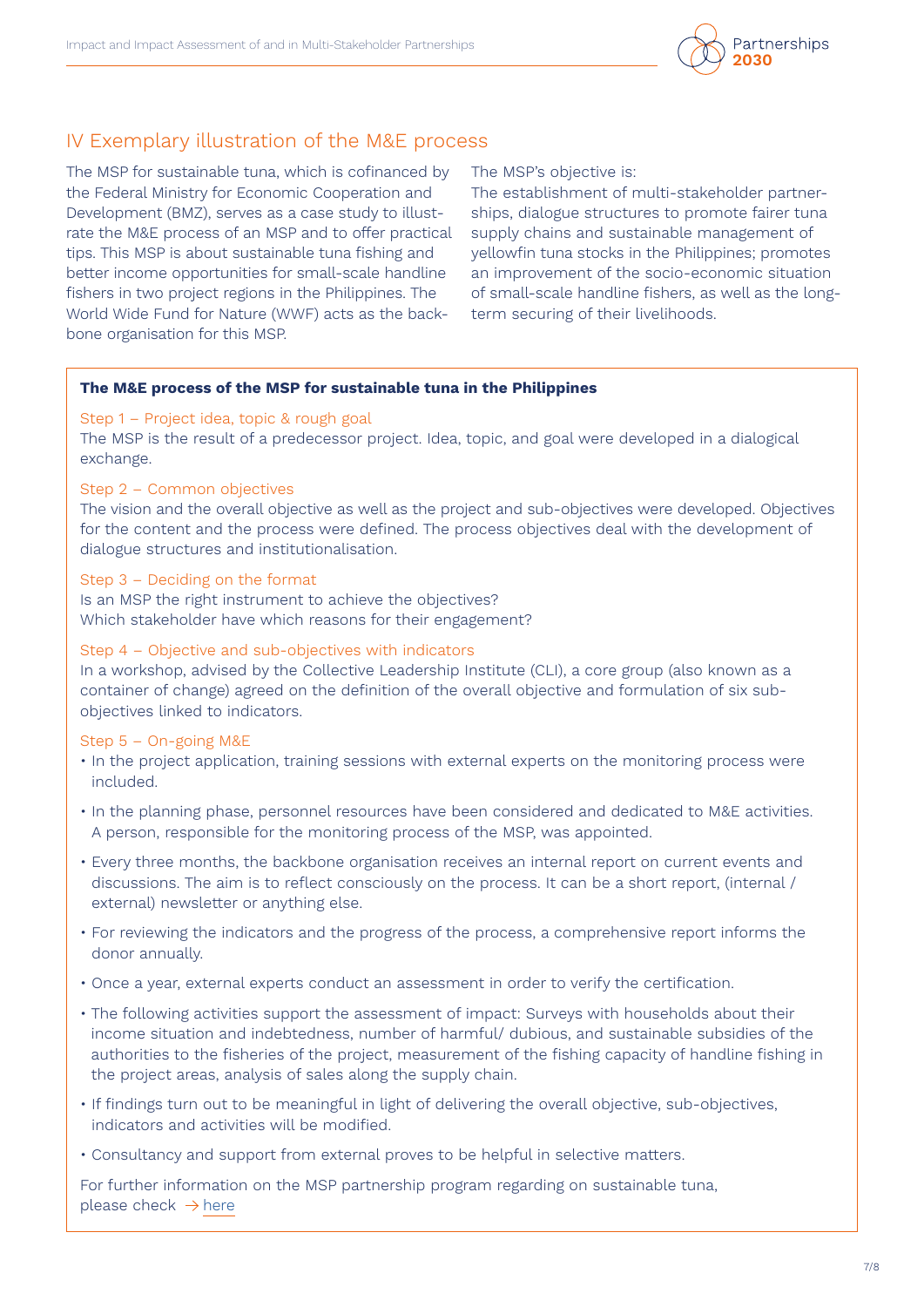## IV Exemplary illustration of the M&E process

The MSP for sustainable tuna, which is cofinanced by the Federal Ministry for Economic Cooperation and Development (BMZ), serves as a case study to illustrate the M&E process of an MSP and to offer practical tips. This MSP is about sustainable tuna fishing and better income opportunities for small-scale handline fishers in two project regions in the Philippines. The World Wide Fund for Nature (WWF) acts as the backbone organisation for this MSP.

The MSP's objective is:
The establishment of multi-stakeholder partnerships, dialogue structures to promote fairer tuna supply chains and sustainable management of yellowfin tuna stocks in the Philippines; promotes an improvement of the socio-economic situation of small-scale handline fishers, as well as the long-term securing of their livelihoods.

**The M&E process of the MSP for sustainable tuna in the Philippines**

Step 1 – Project idea, topic & rough goal
The MSP is the result of a predecessor project. Idea, topic, and goal were developed in a dialogical exchange.

Step 2 – Common objectives
The vision and the overall objective as well as the project and sub-objectives were developed. Objectives for the content and the process were defined. The process objectives deal with the development of dialogue structures and institutionalisation.

Step 3 – Deciding on the format
Is an MSP the right instrument to achieve the objectives?
Which stakeholder have which reasons for their engagement?

Step 4 – Objective and sub-objectives with indicators
In a workshop, advised by the Collective Leadership Institute (CLI), a core group (also known as a container of change) agreed on the definition of the overall objective and formulation of six sub-objectives linked to indicators.

Step 5 – On-going M&E

- In the project application, training sessions with external experts on the monitoring process were included.
- In the planning phase, personnel resources have been considered and dedicated to M&E activities. A person, responsible for the monitoring process of the MSP, was appointed.
- Every three months, the backbone organisation receives an internal report on current events and discussions. The aim is to reflect consciously on the process. It can be a short report, (internal / external) newsletter or anything else.
- For reviewing the indicators and the progress of the process, a comprehensive report informs the donor annually.
- Once a year, external experts conduct an assessment in order to verify the certification.
- The following activities support the assessment of impact: Surveys with households about their income situation and indebtedness, number of harmful/ dubious, and sustainable subsidies of the authorities to the fisheries of the project, measurement of the fishing capacity of handline fishing in the project areas, analysis of sales along the supply chain.
- If findings turn out to be meaningful in light of delivering the overall objective, sub-objectives, indicators and activities will be modified.
- Consultancy and support from external proves to be helpful in selective matters.

For further information on the MSP partnership program regarding on sustainable tuna, please check → here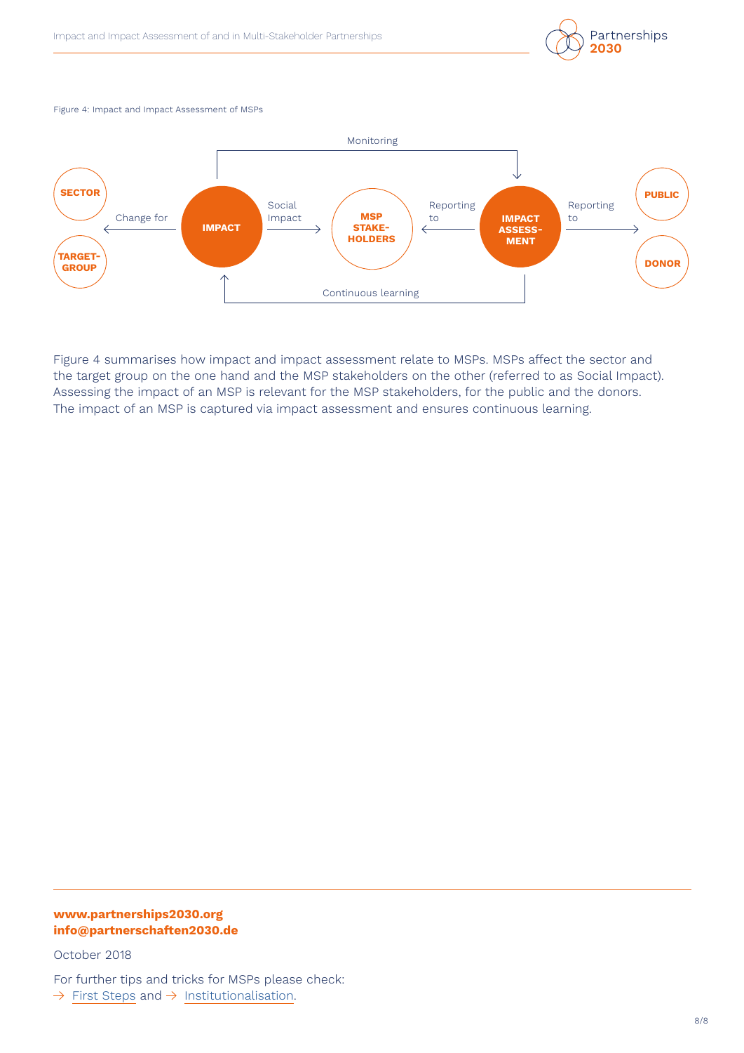Figure 4: Impact and Impact Assessment of MSPs

Monitoring

SECTOR

TARGET-GROUP

Change for

IMPACT

Social Impact

MSP STAKE-HOLDERS

Reporting to

IMPACT ASSESS-MENT

Reporting to

PUBLIC

DONOR

Continuous learning

Figure 4 summarises how impact and impact assessment relate to MSPs. MSPs affect the sector and the target group on the one hand and the MSP stakeholders on the other (referred to as Social Impact). Assessing the impact of an MSP is relevant for the MSP stakeholders, for the public and the donors. The impact of an MSP is captured via impact assessment and ensures continuous learning.

**www.partnerships2030.org**
**info@partnerschaften2030.de**

October 2018

For further tips and tricks for MSPs please check:
→ First Steps and → Institutionalisation.